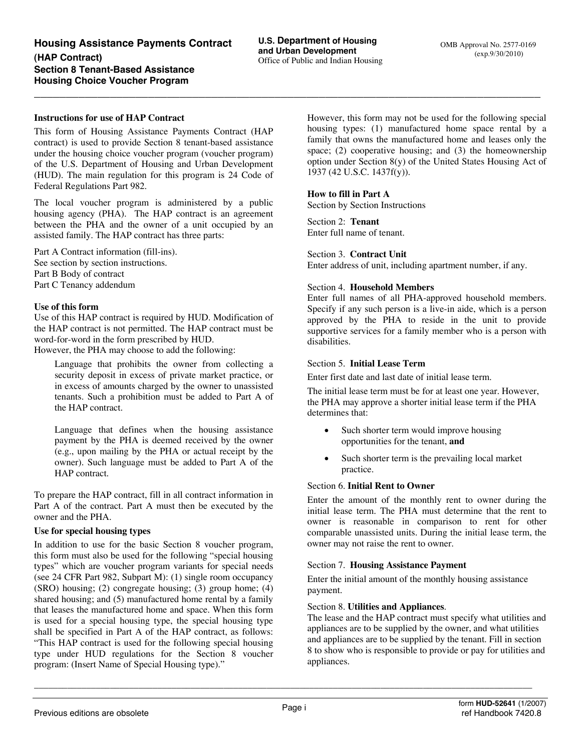# Housing Assistance Payments Contract (HAP Contract)
## Section 8 Tenant-Based Assistance
## Housing Choice Voucher Program

**U.S. Department of Housing and Urban Development**
Office of Public and Indian Housing

OMB Approval No. 2577-0169 (exp.9/30/2010)

### Instructions for use of HAP Contract

This form of Housing Assistance Payments Contract (HAP contract) is used to provide Section 8 tenant-based assistance under the housing choice voucher program (voucher program) of the U.S. Department of Housing and Urban Development (HUD). The main regulation for this program is 24 Code of Federal Regulations Part 982.

The local voucher program is administered by a public housing agency (PHA). The HAP contract is an agreement between the PHA and the owner of a unit occupied by an assisted family. The HAP contract has three parts:

Part A Contract information (fill-ins).
See section by section instructions.
Part B Body of contract
Part C Tenancy addendum

### Use of this form

Use of this HAP contract is required by HUD. Modification of the HAP contract is not permitted. The HAP contract must be word-for-word in the form prescribed by HUD.
However, the PHA may choose to add the following:

> Language that prohibits the owner from collecting a security deposit in excess of private market practice, or in excess of amounts charged by the owner to unassisted tenants. Such a prohibition must be added to Part A of the HAP contract.
>
> Language that defines when the housing assistance payment by the PHA is deemed received by the owner (e.g., upon mailing by the PHA or actual receipt by the owner). Such language must be added to Part A of the HAP contract.

To prepare the HAP contract, fill in all contract information in Part A of the contract. Part A must then be executed by the owner and the PHA.

### Use for special housing types

In addition to use for the basic Section 8 voucher program, this form must also be used for the following "special housing types" which are voucher program variants for special needs (see 24 CFR Part 982, Subpart M): (1) single room occupancy (SRO) housing; (2) congregate housing; (3) group home; (4) shared housing; and (5) manufactured home rental by a family that leases the manufactured home and space. When this form is used for a special housing type, the special housing type shall be specified in Part A of the HAP contract, as follows: "This HAP contract is used for the following special housing type under HUD regulations for the Section 8 voucher program: (Insert Name of Special Housing type)."

However, this form may not be used for the following special housing types: (1) manufactured home space rental by a family that owns the manufactured home and leases only the space; (2) cooperative housing; and (3) the homeownership option under Section 8(y) of the United States Housing Act of 1937 (42 U.S.C. 1437f(y)).

### How to fill in Part A

Section by Section Instructions

Section 2: **Tenant**
Enter full name of tenant.

Section 3. **Contract Unit**
Enter address of unit, including apartment number, if any.

Section 4. **Household Members**
Enter full names of all PHA-approved household members. Specify if any such person is a live-in aide, which is a person approved by the PHA to reside in the unit to provide supportive services for a family member who is a person with disabilities.

Section 5. **Initial Lease Term**

Enter first date and last date of initial lease term.

The initial lease term must be for at least one year. However, the PHA may approve a shorter initial lease term if the PHA determines that:

- Such shorter term would improve housing opportunities for the tenant, **and**
- Such shorter term is the prevailing local market practice.

Section 6. **Initial Rent to Owner**

Enter the amount of the monthly rent to owner during the initial lease term. The PHA must determine that the rent to owner is reasonable in comparison to rent for other comparable unassisted units. During the initial lease term, the owner may not raise the rent to owner.

Section 7. **Housing Assistance Payment**

Enter the initial amount of the monthly housing assistance payment.

Section 8. **Utilities and Appliances**.
The lease and the HAP contract must specify what utilities and appliances are to be supplied by the owner, and what utilities and appliances are to be supplied by the tenant. Fill in section 8 to show who is responsible to provide or pay for utilities and appliances.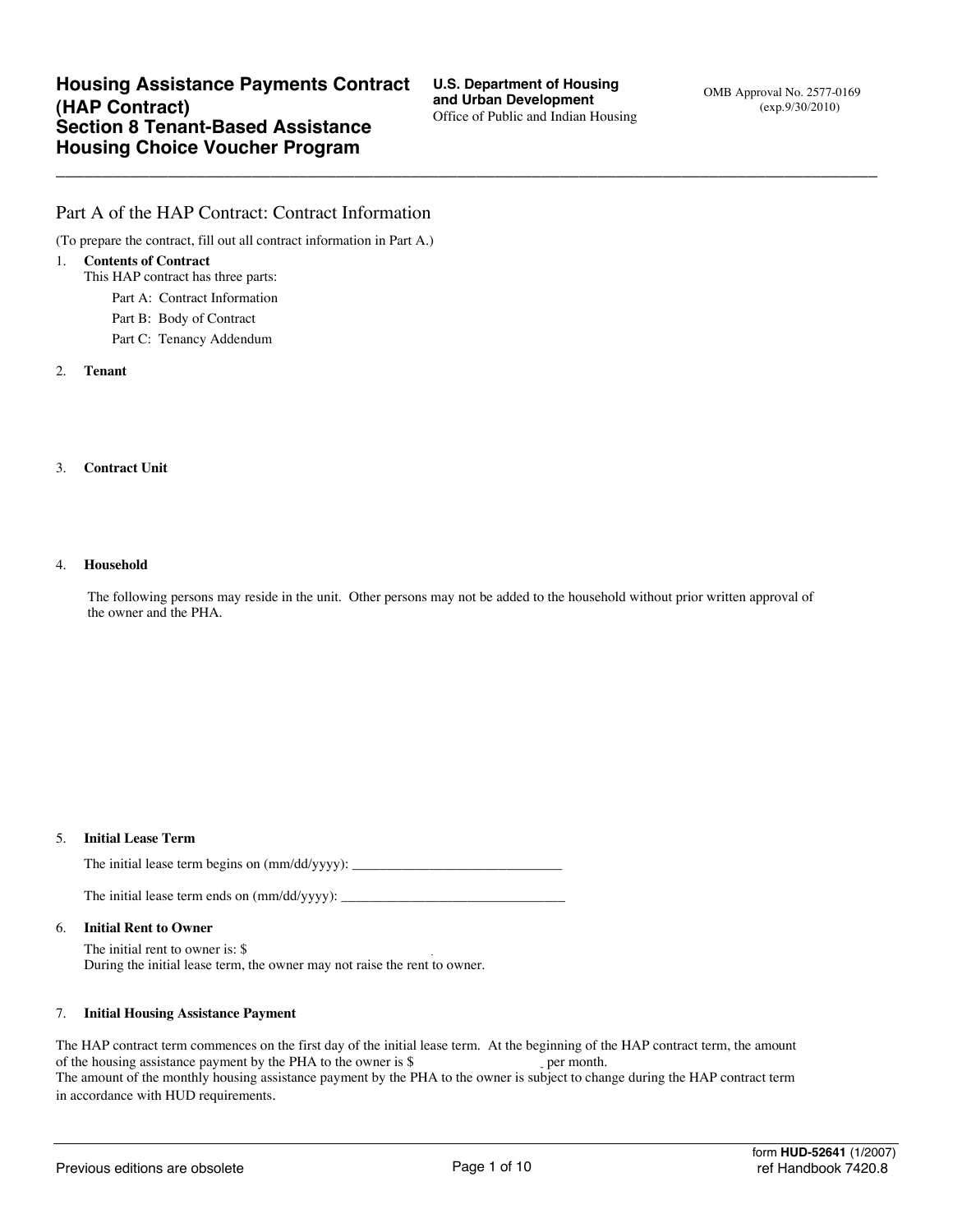# Housing Assistance Payments Contract (HAP Contract) Section 8 Tenant-Based Assistance Housing Choice Voucher Program

**U.S. Department of Housing and Urban Development**
Office of Public and Indian Housing

OMB Approval No. 2577-0169 (exp.9/30/2010)

## Part A of the HAP Contract: Contract Information

(To prepare the contract, fill out all contract information in Part A.)

1. **Contents of Contract**
   This HAP contract has three parts:
   - Part A: Contract Information
   - Part B: Body of Contract
   - Part C: Tenancy Addendum

2. **Tenant**

3. **Contract Unit**

4. **Household**

   The following persons may reside in the unit. Other persons may not be added to the household without prior written approval of the owner and the PHA.

5. **Initial Lease Term**

   The initial lease term begins on (mm/dd/yyyy): ______________________________

   The initial lease term ends on (mm/dd/yyyy): ________________________________

6. **Initial Rent to Owner**

   The initial rent to owner is: $
   During the initial lease term, the owner may not raise the rent to owner.

7. **Initial Housing Assistance Payment**

The HAP contract term commences on the first day of the initial lease term. At the beginning of the HAP contract term, the amount of the housing assistance payment by the PHA to the owner is $ per month.
The amount of the monthly housing assistance payment by the PHA to the owner is subject to change during the HAP contract term in accordance with HUD requirements.

Previous editions are obsolete

form **HUD-52641** (1/2007)
ref Handbook 7420.8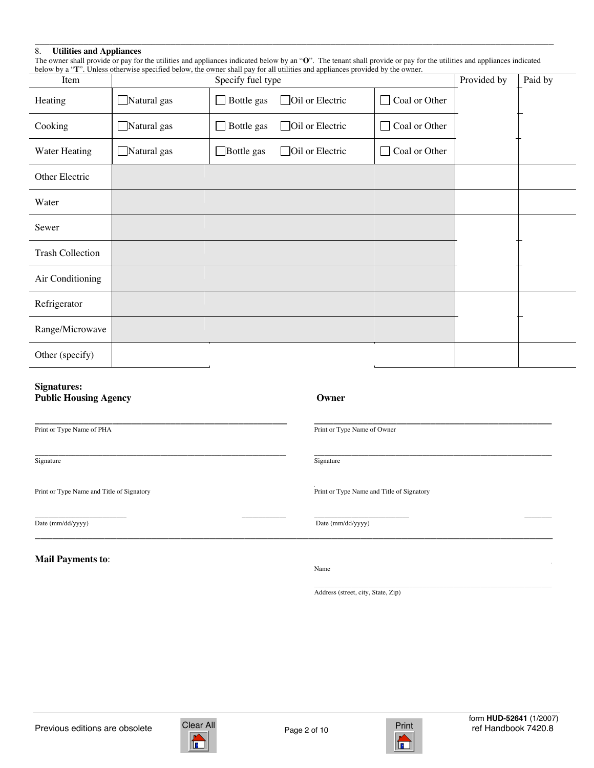8. **Utilities and Appliances**

The owner shall provide or pay for the utilities and appliances indicated below by an "**O**". The tenant shall provide or pay for the utilities and appliances indicated below by a "**T**". Unless otherwise specified below, the owner shall pay for all utilities and appliances provided by the owner.

| Item | Specify fuel type | | | | Provided by | Paid by |
|---|---|---|---|---|---|---|
| Heating | ☐ Natural gas | ☐ Bottle gas | ☐ Oil or Electric | ☐ Coal or Other | | |
| Cooking | ☐ Natural gas | ☐ Bottle gas | ☐ Oil or Electric | ☐ Coal or Other | | |
| Water Heating | ☐ Natural gas | ☐ Bottle gas | ☐ Oil or Electric | ☐ Coal or Other | | |
| Other Electric | | | | | | |
| Water | | | | | | |
| Sewer | | | | | | |
| Trash Collection | | | | | | |
| Air Conditioning | | | | | | |
| Refrigerator | | | | | | |
| Range/Microwave | | | | | | |
| Other (specify) | | | | | | |

**Signatures:**

**Public Housing Agency**

Print or Type Name of PHA

Signature

Print or Type Name and Title of Signatory

Date (mm/dd/yyyy)

**Owner**

Print or Type Name of Owner

Signature

Print or Type Name and Title of Signatory

Date (mm/dd/yyyy)

**Mail Payments to**:

Name

Address (street, city, State, Zip)

Previous editions are obsolete

form **HUD-52641** (1/2007)
ref Handbook 7420.8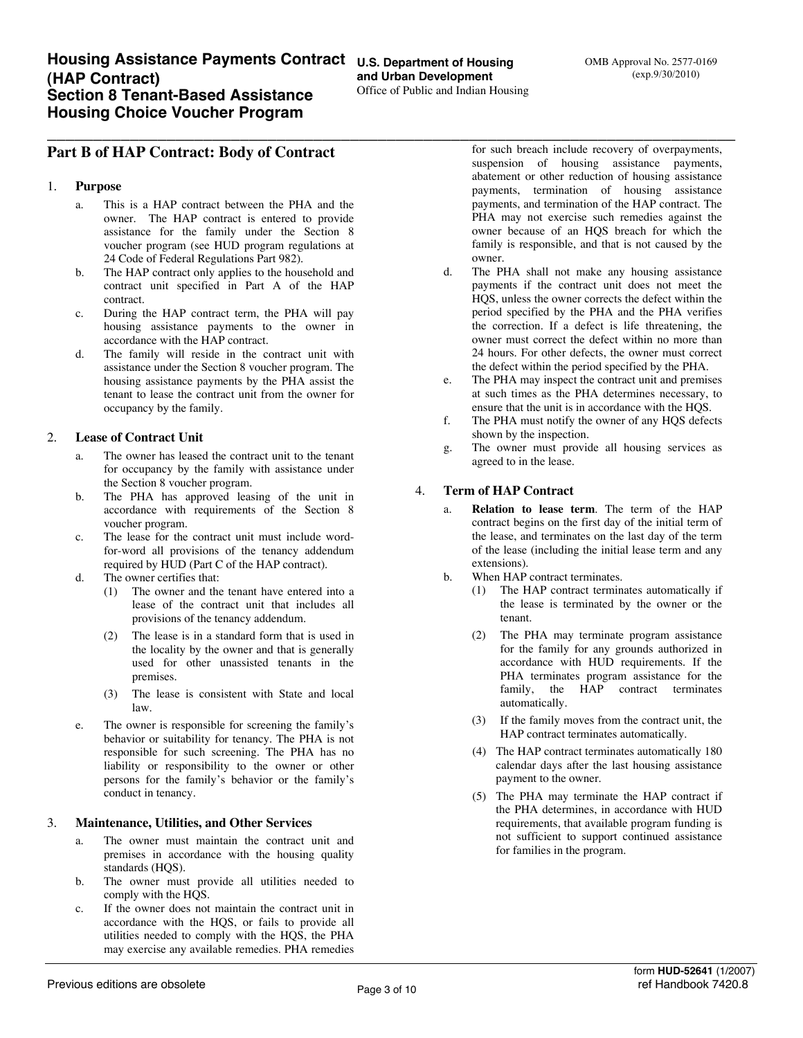## Part B of HAP Contract: Body of Contract

1. **Purpose**
   a. This is a HAP contract between the PHA and the owner. The HAP contract is entered to provide assistance for the family under the Section 8 voucher program (see HUD program regulations at 24 Code of Federal Regulations Part 982).
   b. The HAP contract only applies to the household and contract unit specified in Part A of the HAP contract.
   c. During the HAP contract term, the PHA will pay housing assistance payments to the owner in accordance with the HAP contract.
   d. The family will reside in the contract unit with assistance under the Section 8 voucher program. The housing assistance payments by the PHA assist the tenant to lease the contract unit from the owner for occupancy by the family.

2. **Lease of Contract Unit**
   a. The owner has leased the contract unit to the tenant for occupancy by the family with assistance under the Section 8 voucher program.
   b. The PHA has approved leasing of the unit in accordance with requirements of the Section 8 voucher program.
   c. The lease for the contract unit must include word-for-word all provisions of the tenancy addendum required by HUD (Part C of the HAP contract).
   d. The owner certifies that:
      (1) The owner and the tenant have entered into a lease of the contract unit that includes all provisions of the tenancy addendum.
      (2) The lease is in a standard form that is used in the locality by the owner and that is generally used for other unassisted tenants in the premises.
      (3) The lease is consistent with State and local law.
   e. The owner is responsible for screening the family's behavior or suitability for tenancy. The PHA is not responsible for such screening. The PHA has no liability or responsibility to the owner or other persons for the family's behavior or the family's conduct in tenancy.

3. **Maintenance, Utilities, and Other Services**
   a. The owner must maintain the contract unit and premises in accordance with the housing quality standards (HQS).
   b. The owner must provide all utilities needed to comply with the HQS.
   c. If the owner does not maintain the contract unit in accordance with the HQS, or fails to provide all utilities needed to comply with the HQS, the PHA may exercise any available remedies. PHA remedies for such breach include recovery of overpayments, suspension of housing assistance payments, abatement or other reduction of housing assistance payments, termination of housing assistance payments, and termination of the HAP contract. The PHA may not exercise such remedies against the owner because of an HQS breach for which the family is responsible, and that is not caused by the owner.
   d. The PHA shall not make any housing assistance payments if the contract unit does not meet the HQS, unless the owner corrects the defect within the period specified by the PHA and the PHA verifies the correction. If a defect is life threatening, the owner must correct the defect within no more than 24 hours. For other defects, the owner must correct the defect within the period specified by the PHA.
   e. The PHA may inspect the contract unit and premises at such times as the PHA determines necessary, to ensure that the unit is in accordance with the HQS.
   f. The PHA must notify the owner of any HQS defects shown by the inspection.
   g. The owner must provide all housing services as agreed to in the lease.

4. **Term of HAP Contract**
   a. **Relation to lease term**. The term of the HAP contract begins on the first day of the initial term of the lease, and terminates on the last day of the term of the lease (including the initial lease term and any extensions).
   b. When HAP contract terminates.
      (1) The HAP contract terminates automatically if the lease is terminated by the owner or the tenant.
      (2) The PHA may terminate program assistance for the family for any grounds authorized in accordance with HUD requirements. If the PHA terminates program assistance for the family, the HAP contract terminates automatically.
      (3) If the family moves from the contract unit, the HAP contract terminates automatically.
      (4) The HAP contract terminates automatically 180 calendar days after the last housing assistance payment to the owner.
      (5) The PHA may terminate the HAP contract if the PHA determines, in accordance with HUD requirements, that available program funding is not sufficient to support continued assistance for families in the program.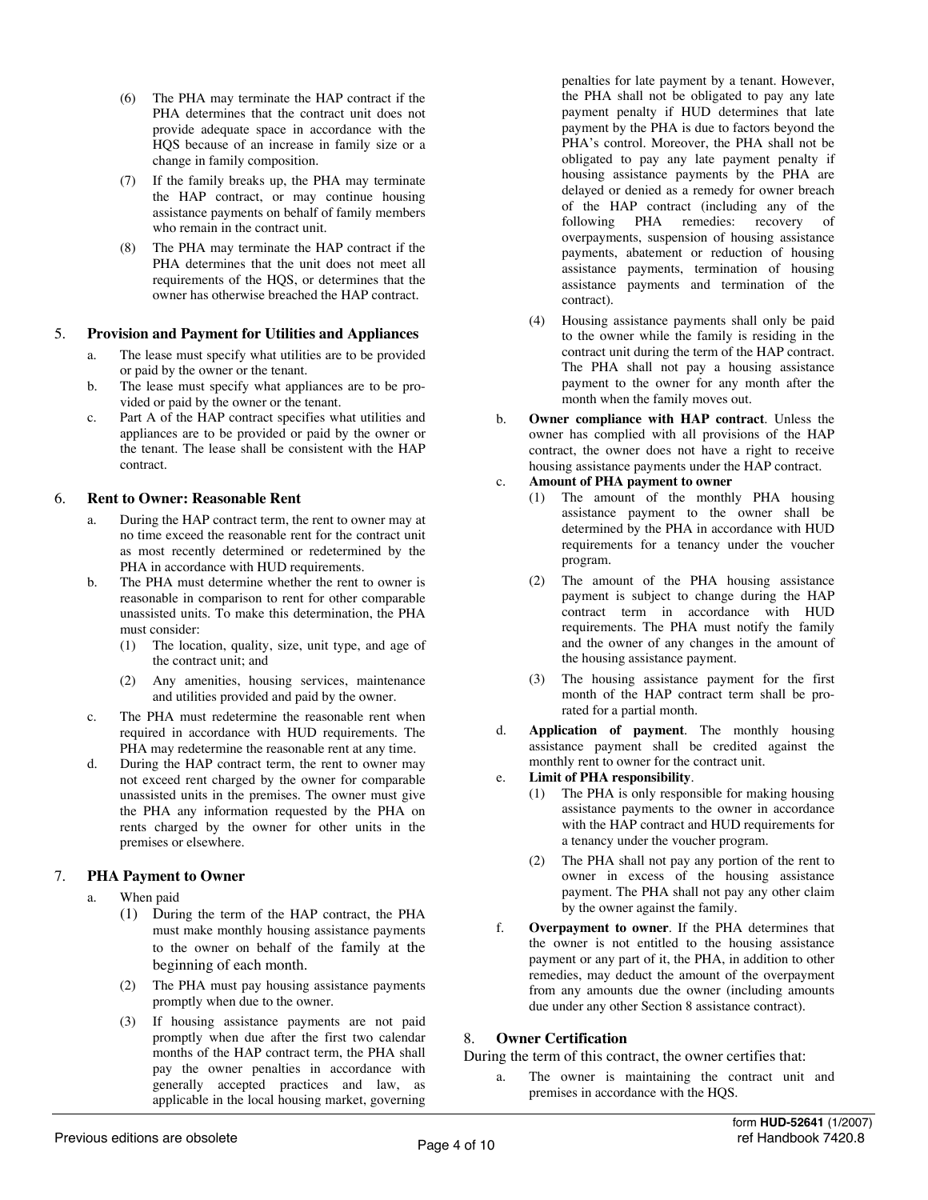(6) The PHA may terminate the HAP contract if the PHA determines that the contract unit does not provide adequate space in accordance with the HQS because of an increase in family size or a change in family composition.

(7) If the family breaks up, the PHA may terminate the HAP contract, or may continue housing assistance payments on behalf of family members who remain in the contract unit.

(8) The PHA may terminate the HAP contract if the PHA determines that the unit does not meet all requirements of the HQS, or determines that the owner has otherwise breached the HAP contract.

## 5. Provision and Payment for Utilities and Appliances

a. The lease must specify what utilities are to be provided or paid by the owner or the tenant.

b. The lease must specify what appliances are to be provided or paid by the owner or the tenant.

c. Part A of the HAP contract specifies what utilities and appliances are to be provided or paid by the owner or the tenant. The lease shall be consistent with the HAP contract.

## 6. Rent to Owner: Reasonable Rent

a. During the HAP contract term, the rent to owner may at no time exceed the reasonable rent for the contract unit as most recently determined or redetermined by the PHA in accordance with HUD requirements.

b. The PHA must determine whether the rent to owner is reasonable in comparison to rent for other comparable unassisted units. To make this determination, the PHA must consider:

(1) The location, quality, size, unit type, and age of the contract unit; and

(2) Any amenities, housing services, maintenance and utilities provided and paid by the owner.

c. The PHA must redetermine the reasonable rent when required in accordance with HUD requirements. The PHA may redetermine the reasonable rent at any time.

d. During the HAP contract term, the rent to owner may not exceed rent charged by the owner for comparable unassisted units in the premises. The owner must give the PHA any information requested by the PHA on rents charged by the owner for other units in the premises or elsewhere.

## 7. PHA Payment to Owner

a. When paid

(1) During the term of the HAP contract, the PHA must make monthly housing assistance payments to the owner on behalf of the family at the beginning of each month.

(2) The PHA must pay housing assistance payments promptly when due to the owner.

(3) If housing assistance payments are not paid promptly when due after the first two calendar months of the HAP contract term, the PHA shall pay the owner penalties in accordance with generally accepted practices and law, as applicable in the local housing market, governing penalties for late payment by a tenant. However, the PHA shall not be obligated to pay any late payment penalty if HUD determines that late payment by the PHA is due to factors beyond the PHA's control. Moreover, the PHA shall not be obligated to pay any late payment penalty if housing assistance payments by the PHA are delayed or denied as a remedy for owner breach of the HAP contract (including any of the following PHA remedies: recovery of overpayments, suspension of housing assistance payments, abatement or reduction of housing assistance payments, termination of housing assistance payments and termination of the contract).

(4) Housing assistance payments shall only be paid to the owner while the family is residing in the contract unit during the term of the HAP contract. The PHA shall not pay a housing assistance payment to the owner for any month after the month when the family moves out.

b. **Owner compliance with HAP contract**. Unless the owner has complied with all provisions of the HAP contract, the owner does not have a right to receive housing assistance payments under the HAP contract.

c. **Amount of PHA payment to owner**

(1) The amount of the monthly PHA housing assistance payment to the owner shall be determined by the PHA in accordance with HUD requirements for a tenancy under the voucher program.

(2) The amount of the PHA housing assistance payment is subject to change during the HAP contract term in accordance with HUD requirements. The PHA must notify the family and the owner of any changes in the amount of the housing assistance payment.

(3) The housing assistance payment for the first month of the HAP contract term shall be prorated for a partial month.

d. **Application of payment**. The monthly housing assistance payment shall be credited against the monthly rent to owner for the contract unit.

e. **Limit of PHA responsibility**.

(1) The PHA is only responsible for making housing assistance payments to the owner in accordance with the HAP contract and HUD requirements for a tenancy under the voucher program.

(2) The PHA shall not pay any portion of the rent to owner in excess of the housing assistance payment. The PHA shall not pay any other claim by the owner against the family.

f. **Overpayment to owner**. If the PHA determines that the owner is not entitled to the housing assistance payment or any part of it, the PHA, in addition to other remedies, may deduct the amount of the overpayment from any amounts due the owner (including amounts due under any other Section 8 assistance contract).

## 8. Owner Certification

During the term of this contract, the owner certifies that:

a. The owner is maintaining the contract unit and premises in accordance with the HQS.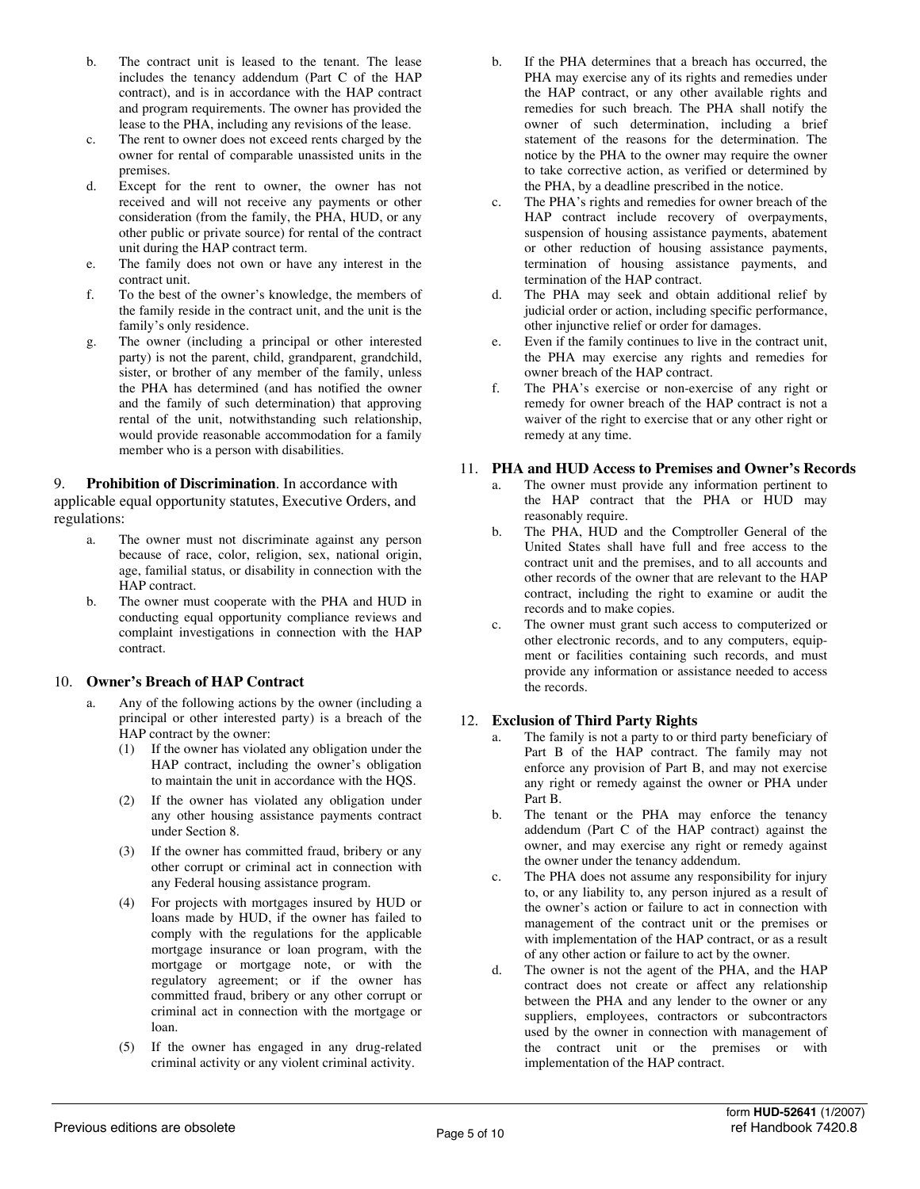b. The contract unit is leased to the tenant. The lease includes the tenancy addendum (Part C of the HAP contract), and is in accordance with the HAP contract and program requirements. The owner has provided the lease to the PHA, including any revisions of the lease.

c. The rent to owner does not exceed rents charged by the owner for rental of comparable unassisted units in the premises.

d. Except for the rent to owner, the owner has not received and will not receive any payments or other consideration (from the family, the PHA, HUD, or any other public or private source) for rental of the contract unit during the HAP contract term.

e. The family does not own or have any interest in the contract unit.

f. To the best of the owner's knowledge, the members of the family reside in the contract unit, and the unit is the family's only residence.

g. The owner (including a principal or other interested party) is not the parent, child, grandparent, grandchild, sister, or brother of any member of the family, unless the PHA has determined (and has notified the owner and the family of such determination) that approving rental of the unit, notwithstanding such relationship, would provide reasonable accommodation for a family member who is a person with disabilities.

9. **Prohibition of Discrimination**. In accordance with applicable equal opportunity statutes, Executive Orders, and regulations:

a. The owner must not discriminate against any person because of race, color, religion, sex, national origin, age, familial status, or disability in connection with the HAP contract.

b. The owner must cooperate with the PHA and HUD in conducting equal opportunity compliance reviews and complaint investigations in connection with the HAP contract.

## 10. Owner's Breach of HAP Contract

a. Any of the following actions by the owner (including a principal or other interested party) is a breach of the HAP contract by the owner:

(1) If the owner has violated any obligation under the HAP contract, including the owner's obligation to maintain the unit in accordance with the HQS.

(2) If the owner has violated any obligation under any other housing assistance payments contract under Section 8.

(3) If the owner has committed fraud, bribery or any other corrupt or criminal act in connection with any Federal housing assistance program.

(4) For projects with mortgages insured by HUD or loans made by HUD, if the owner has failed to comply with the regulations for the applicable mortgage insurance or loan program, with the mortgage or mortgage note, or with the regulatory agreement; or if the owner has committed fraud, bribery or any other corrupt or criminal act in connection with the mortgage or loan.

(5) If the owner has engaged in any drug-related criminal activity or any violent criminal activity.

b. If the PHA determines that a breach has occurred, the PHA may exercise any of its rights and remedies under the HAP contract, or any other available rights and remedies for such breach. The PHA shall notify the owner of such determination, including a brief statement of the reasons for the determination. The notice by the PHA to the owner may require the owner to take corrective action, as verified or determined by the PHA, by a deadline prescribed in the notice.

c. The PHA's rights and remedies for owner breach of the HAP contract include recovery of overpayments, suspension of housing assistance payments, abatement or other reduction of housing assistance payments, termination of housing assistance payments, and termination of the HAP contract.

d. The PHA may seek and obtain additional relief by judicial order or action, including specific performance, other injunctive relief or order for damages.

e. Even if the family continues to live in the contract unit, the PHA may exercise any rights and remedies for owner breach of the HAP contract.

f. The PHA's exercise or non-exercise of any right or remedy for owner breach of the HAP contract is not a waiver of the right to exercise that or any other right or remedy at any time.

## 11. PHA and HUD Access to Premises and Owner's Records

a. The owner must provide any information pertinent to the HAP contract that the PHA or HUD may reasonably require.

b. The PHA, HUD and the Comptroller General of the United States shall have full and free access to the contract unit and the premises, and to all accounts and other records of the owner that are relevant to the HAP contract, including the right to examine or audit the records and to make copies.

c. The owner must grant such access to computerized or other electronic records, and to any computers, equipment or facilities containing such records, and must provide any information or assistance needed to access the records.

## 12. Exclusion of Third Party Rights

a. The family is not a party to or third party beneficiary of Part B of the HAP contract. The family may not enforce any provision of Part B, and may not exercise any right or remedy against the owner or PHA under Part B.

b. The tenant or the PHA may enforce the tenancy addendum (Part C of the HAP contract) against the owner, and may exercise any right or remedy against the owner under the tenancy addendum.

c. The PHA does not assume any responsibility for injury to, or any liability to, any person injured as a result of the owner's action or failure to act in connection with management of the contract unit or the premises or with implementation of the HAP contract, or as a result of any other action or failure to act by the owner.

d. The owner is not the agent of the PHA, and the HAP contract does not create or affect any relationship between the PHA and any lender to the owner or any suppliers, employees, contractors or subcontractors used by the owner in connection with management of the contract unit or the premises or with implementation of the HAP contract.

Previous editions are obsolete

form **HUD-52641** (1/2007)
ref Handbook 7420.8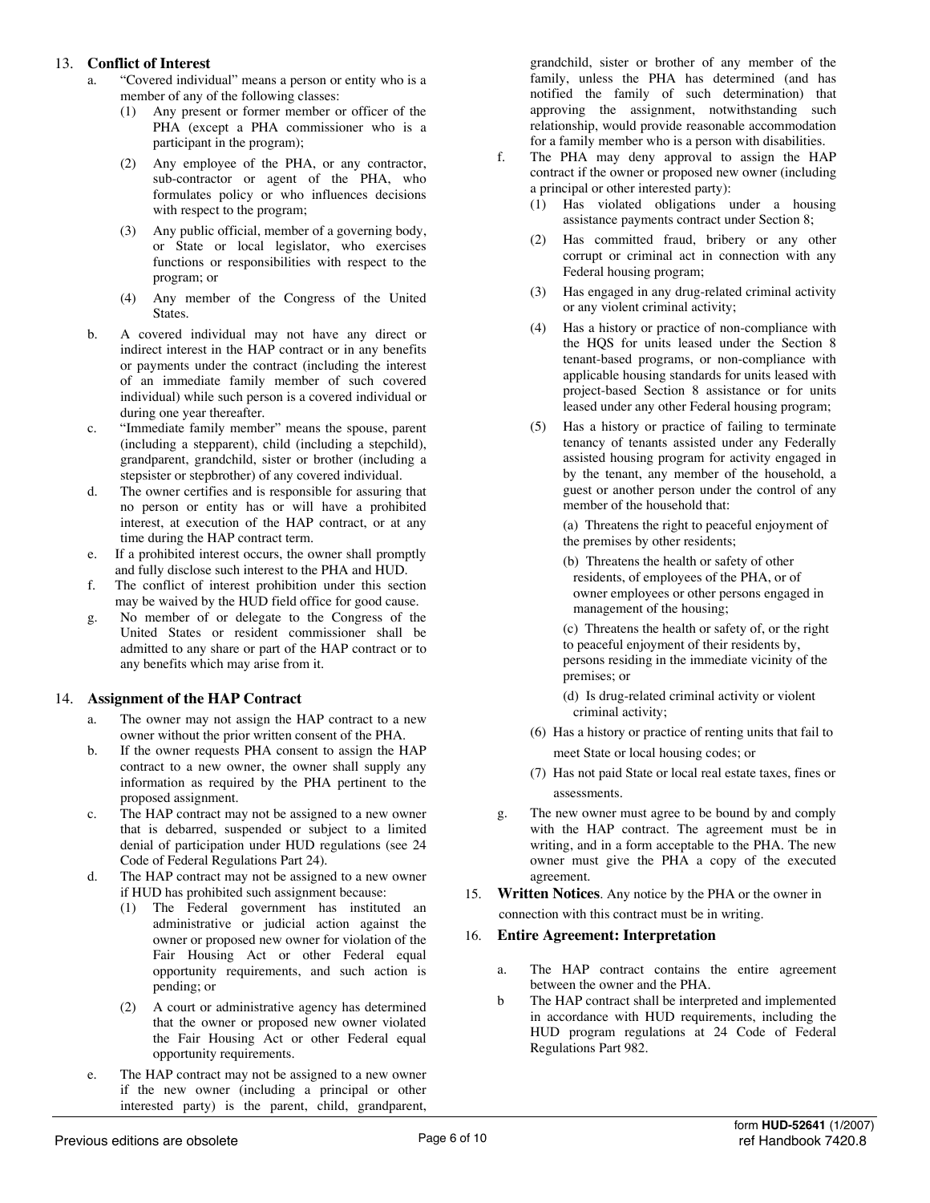13. **Conflict of Interest**

    a. "Covered individual" means a person or entity who is a member of any of the following classes:

       (1) Any present or former member or officer of the PHA (except a PHA commissioner who is a participant in the program);

       (2) Any employee of the PHA, or any contractor, sub-contractor or agent of the PHA, who formulates policy or who influences decisions with respect to the program;

       (3) Any public official, member of a governing body, or State or local legislator, who exercises functions or responsibilities with respect to the program; or

       (4) Any member of the Congress of the United States.

    b. A covered individual may not have any direct or indirect interest in the HAP contract or in any benefits or payments under the contract (including the interest of an immediate family member of such covered individual) while such person is a covered individual or during one year thereafter.

    c. "Immediate family member" means the spouse, parent (including a stepparent), child (including a stepchild), grandparent, grandchild, sister or brother (including a stepsister or stepbrother) of any covered individual.

    d. The owner certifies and is responsible for assuring that no person or entity has or will have a prohibited interest, at execution of the HAP contract, or at any time during the HAP contract term.

    e. If a prohibited interest occurs, the owner shall promptly and fully disclose such interest to the PHA and HUD.

    f. The conflict of interest prohibition under this section may be waived by the HUD field office for good cause.

    g. No member of or delegate to the Congress of the United States or resident commissioner shall be admitted to any share or part of the HAP contract or to any benefits which may arise from it.

14. **Assignment of the HAP Contract**

    a. The owner may not assign the HAP contract to a new owner without the prior written consent of the PHA.

    b. If the owner requests PHA consent to assign the HAP contract to a new owner, the owner shall supply any information as required by the PHA pertinent to the proposed assignment.

    c. The HAP contract may not be assigned to a new owner that is debarred, suspended or subject to a limited denial of participation under HUD regulations (see 24 Code of Federal Regulations Part 24).

    d. The HAP contract may not be assigned to a new owner if HUD has prohibited such assignment because:

       (1) The Federal government has instituted an administrative or judicial action against the owner or proposed new owner for violation of the Fair Housing Act or other Federal equal opportunity requirements, and such action is pending; or

       (2) A court or administrative agency has determined that the owner or proposed new owner violated the Fair Housing Act or other Federal equal opportunity requirements.

    e. The HAP contract may not be assigned to a new owner if the new owner (including a principal or other interested party) is the parent, child, grandparent, grandchild, sister or brother of any member of the family, unless the PHA has determined (and has notified the family of such determination) that approving the assignment, notwithstanding such relationship, would provide reasonable accommodation for a family member who is a person with disabilities.

    f. The PHA may deny approval to assign the HAP contract if the owner or proposed new owner (including a principal or other interested party):

       (1) Has violated obligations under a housing assistance payments contract under Section 8;

       (2) Has committed fraud, bribery or any other corrupt or criminal act in connection with any Federal housing program;

       (3) Has engaged in any drug-related criminal activity or any violent criminal activity;

       (4) Has a history or practice of non-compliance with the HQS for units leased under the Section 8 tenant-based programs, or non-compliance with applicable housing standards for units leased with project-based Section 8 assistance or for units leased under any other Federal housing program;

       (5) Has a history or practice of failing to terminate tenancy of tenants assisted under any Federally assisted housing program for activity engaged in by the tenant, any member of the household, a guest or another person under the control of any member of the household that:

          (a) Threatens the right to peaceful enjoyment of the premises by other residents;

          (b) Threatens the health or safety of other residents, of employees of the PHA, or of owner employees or other persons engaged in management of the housing;

          (c) Threatens the health or safety of, or the right to peaceful enjoyment of their residents by, persons residing in the immediate vicinity of the premises; or

          (d) Is drug-related criminal activity or violent criminal activity;

       (6) Has a history or practice of renting units that fail to meet State or local housing codes; or

       (7) Has not paid State or local real estate taxes, fines or assessments.

    g. The new owner must agree to be bound by and comply with the HAP contract. The agreement must be in writing, and in a form acceptable to the PHA. The new owner must give the PHA a copy of the executed agreement.

15. **Written Notices**. Any notice by the PHA or the owner in connection with this contract must be in writing.

16. **Entire Agreement: Interpretation**

    a. The HAP contract contains the entire agreement between the owner and the PHA.

    b The HAP contract shall be interpreted and implemented in accordance with HUD requirements, including the HUD program regulations at 24 Code of Federal Regulations Part 982.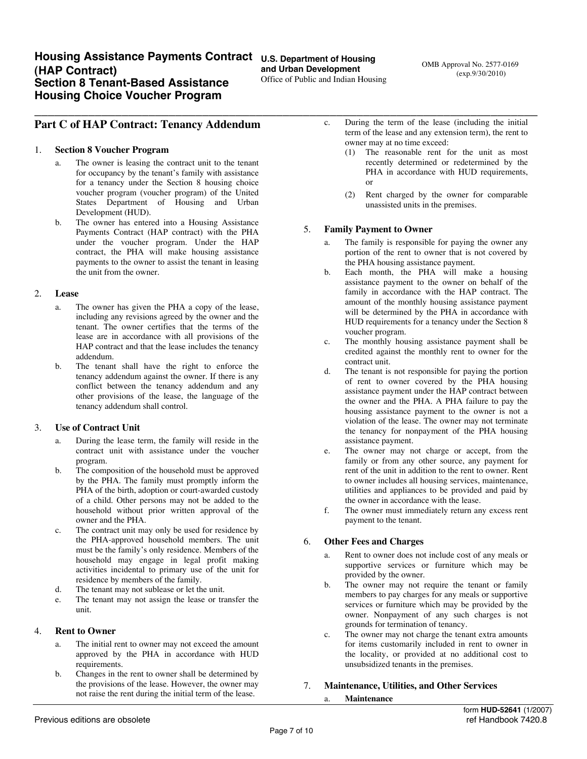# Housing Assistance Payments Contract (HAP Contract) Section 8 Tenant-Based Assistance Housing Choice Voucher Program

**U.S. Department of Housing and Urban Development**
Office of Public and Indian Housing

OMB Approval No. 2577-0169 (exp.9/30/2010)

## Part C of HAP Contract: Tenancy Addendum

1. **Section 8 Voucher Program**
   a. The owner is leasing the contract unit to the tenant for occupancy by the tenant's family with assistance for a tenancy under the Section 8 housing choice voucher program (voucher program) of the United States Department of Housing and Urban Development (HUD).
   b. The owner has entered into a Housing Assistance Payments Contract (HAP contract) with the PHA under the voucher program. Under the HAP contract, the PHA will make housing assistance payments to the owner to assist the tenant in leasing the unit from the owner.

2. **Lease**
   a. The owner has given the PHA a copy of the lease, including any revisions agreed by the owner and the tenant. The owner certifies that the terms of the lease are in accordance with all provisions of the HAP contract and that the lease includes the tenancy addendum.
   b. The tenant shall have the right to enforce the tenancy addendum against the owner. If there is any conflict between the tenancy addendum and any other provisions of the lease, the language of the tenancy addendum shall control.

3. **Use of Contract Unit**
   a. During the lease term, the family will reside in the contract unit with assistance under the voucher program.
   b. The composition of the household must be approved by the PHA. The family must promptly inform the PHA of the birth, adoption or court-awarded custody of a child. Other persons may not be added to the household without prior written approval of the owner and the PHA.
   c. The contract unit may only be used for residence by the PHA-approved household members. The unit must be the family's only residence. Members of the household may engage in legal profit making activities incidental to primary use of the unit for residence by members of the family.
   d. The tenant may not sublease or let the unit.
   e. The tenant may not assign the lease or transfer the unit.

4. **Rent to Owner**
   a. The initial rent to owner may not exceed the amount approved by the PHA in accordance with HUD requirements.
   b. Changes in the rent to owner shall be determined by the provisions of the lease. However, the owner may not raise the rent during the initial term of the lease.
   c. During the term of the lease (including the initial term of the lease and any extension term), the rent to owner may at no time exceed:
      (1) The reasonable rent for the unit as most recently determined or redetermined by the PHA in accordance with HUD requirements, or
      (2) Rent charged by the owner for comparable unassisted units in the premises.

5. **Family Payment to Owner**
   a. The family is responsible for paying the owner any portion of the rent to owner that is not covered by the PHA housing assistance payment.
   b. Each month, the PHA will make a housing assistance payment to the owner on behalf of the family in accordance with the HAP contract. The amount of the monthly housing assistance payment will be determined by the PHA in accordance with HUD requirements for a tenancy under the Section 8 voucher program.
   c. The monthly housing assistance payment shall be credited against the monthly rent to owner for the contract unit.
   d. The tenant is not responsible for paying the portion of rent to owner covered by the PHA housing assistance payment under the HAP contract between the owner and the PHA. A PHA failure to pay the housing assistance payment to the owner is not a violation of the lease. The owner may not terminate the tenancy for nonpayment of the PHA housing assistance payment.
   e. The owner may not charge or accept, from the family or from any other source, any payment for rent of the unit in addition to the rent to owner. Rent to owner includes all housing services, maintenance, utilities and appliances to be provided and paid by the owner in accordance with the lease.
   f. The owner must immediately return any excess rent payment to the tenant.

6. **Other Fees and Charges**
   a. Rent to owner does not include cost of any meals or supportive services or furniture which may be provided by the owner.
   b. The owner may not require the tenant or family members to pay charges for any meals or supportive services or furniture which may be provided by the owner. Nonpayment of any such charges is not grounds for termination of tenancy.
   c. The owner may not charge the tenant extra amounts for items customarily included in rent to owner in the locality, or provided at no additional cost to unsubsidized tenants in the premises.

7. **Maintenance, Utilities, and Other Services**
   a. **Maintenance**

Previous editions are obsolete

form **HUD-52641** (1/2007)
ref Handbook 7420.8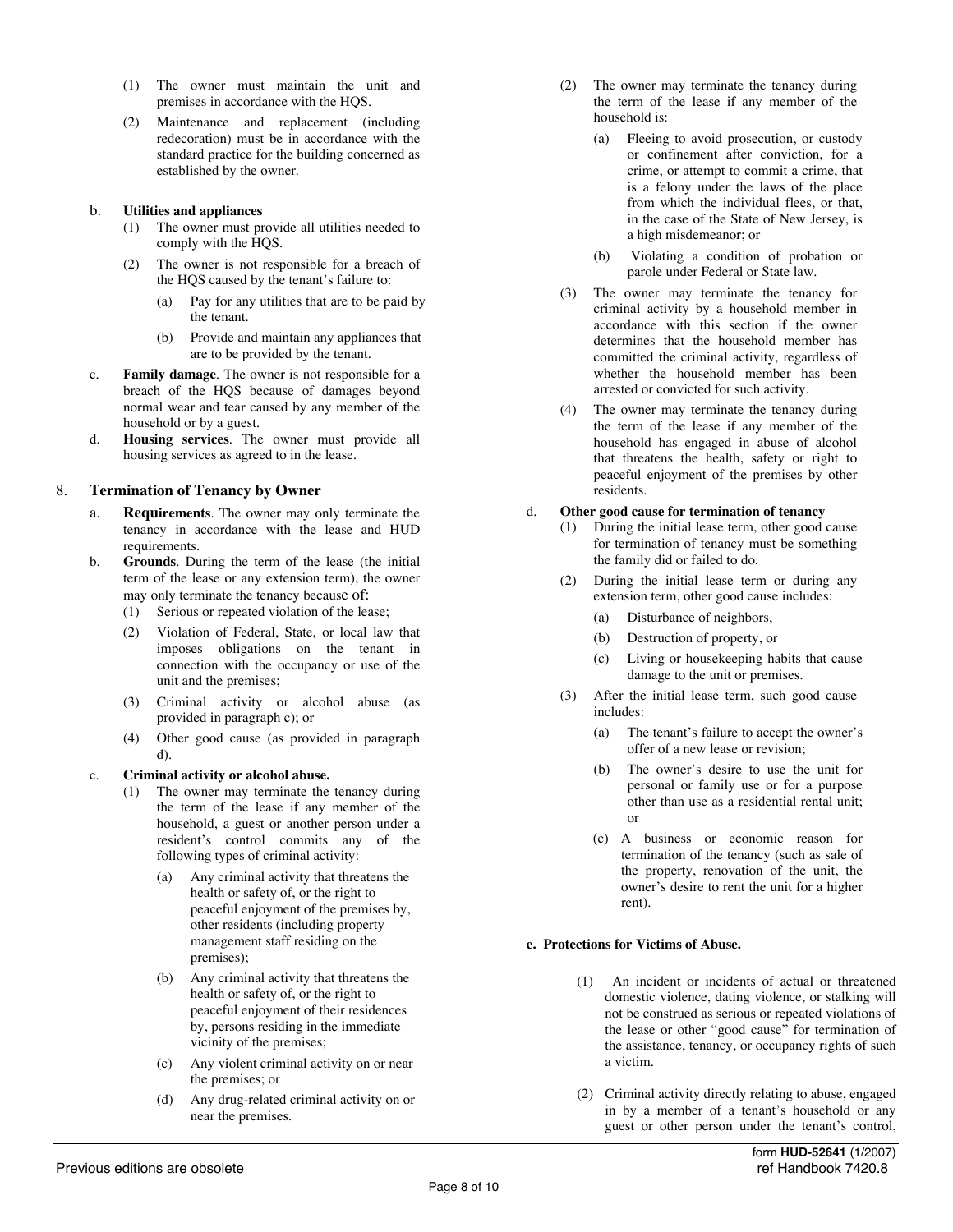(1) The owner must maintain the unit and premises in accordance with the HQS.

(2) Maintenance and replacement (including redecoration) must be in accordance with the standard practice for the building concerned as established by the owner.

b. **Utilities and appliances**

(1) The owner must provide all utilities needed to comply with the HQS.

(2) The owner is not responsible for a breach of the HQS caused by the tenant's failure to:

(a) Pay for any utilities that are to be paid by the tenant.

(b) Provide and maintain any appliances that are to be provided by the tenant.

c. **Family damage**. The owner is not responsible for a breach of the HQS because of damages beyond normal wear and tear caused by any member of the household or by a guest.

d. **Housing services**. The owner must provide all housing services as agreed to in the lease.

## 8. Termination of Tenancy by Owner

a. **Requirements**. The owner may only terminate the tenancy in accordance with the lease and HUD requirements.

b. **Grounds**. During the term of the lease (the initial term of the lease or any extension term), the owner may only terminate the tenancy because of:

(1) Serious or repeated violation of the lease;

(2) Violation of Federal, State, or local law that imposes obligations on the tenant in connection with the occupancy or use of the unit and the premises;

(3) Criminal activity or alcohol abuse (as provided in paragraph c); or

(4) Other good cause (as provided in paragraph d).

c. **Criminal activity or alcohol abuse.**

(1) The owner may terminate the tenancy during the term of the lease if any member of the household, a guest or another person under a resident's control commits any of the following types of criminal activity:

(a) Any criminal activity that threatens the health or safety of, or the right to peaceful enjoyment of the premises by, other residents (including property management staff residing on the premises);

(b) Any criminal activity that threatens the health or safety of, or the right to peaceful enjoyment of their residences by, persons residing in the immediate vicinity of the premises;

(c) Any violent criminal activity on or near the premises; or

(d) Any drug-related criminal activity on or near the premises.

(2) The owner may terminate the tenancy during the term of the lease if any member of the household is:

(a) Fleeing to avoid prosecution, or custody or confinement after conviction, for a crime, or attempt to commit a crime, that is a felony under the laws of the place from which the individual flees, or that, in the case of the State of New Jersey, is a high misdemeanor; or

(b) Violating a condition of probation or parole under Federal or State law.

(3) The owner may terminate the tenancy for criminal activity by a household member in accordance with this section if the owner determines that the household member has committed the criminal activity, regardless of whether the household member has been arrested or convicted for such activity.

(4) The owner may terminate the tenancy during the term of the lease if any member of the household has engaged in abuse of alcohol that threatens the health, safety or right to peaceful enjoyment of the premises by other residents.

d. **Other good cause for termination of tenancy**

(1) During the initial lease term, other good cause for termination of tenancy must be something the family did or failed to do.

(2) During the initial lease term or during any extension term, other good cause includes:

(a) Disturbance of neighbors,

(b) Destruction of property, or

(c) Living or housekeeping habits that cause damage to the unit or premises.

(3) After the initial lease term, such good cause includes:

(a) The tenant's failure to accept the owner's offer of a new lease or revision;

(b) The owner's desire to use the unit for personal or family use or for a purpose other than use as a residential rental unit; or

(c) A business or economic reason for termination of the tenancy (such as sale of the property, renovation of the unit, the owner's desire to rent the unit for a higher rent).

**e. Protections for Victims of Abuse.**

(1) An incident or incidents of actual or threatened domestic violence, dating violence, or stalking will not be construed as serious or repeated violations of the lease or other "good cause" for termination of the assistance, tenancy, or occupancy rights of such a victim.

(2) Criminal activity directly relating to abuse, engaged in by a member of a tenant's household or any guest or other person under the tenant's control,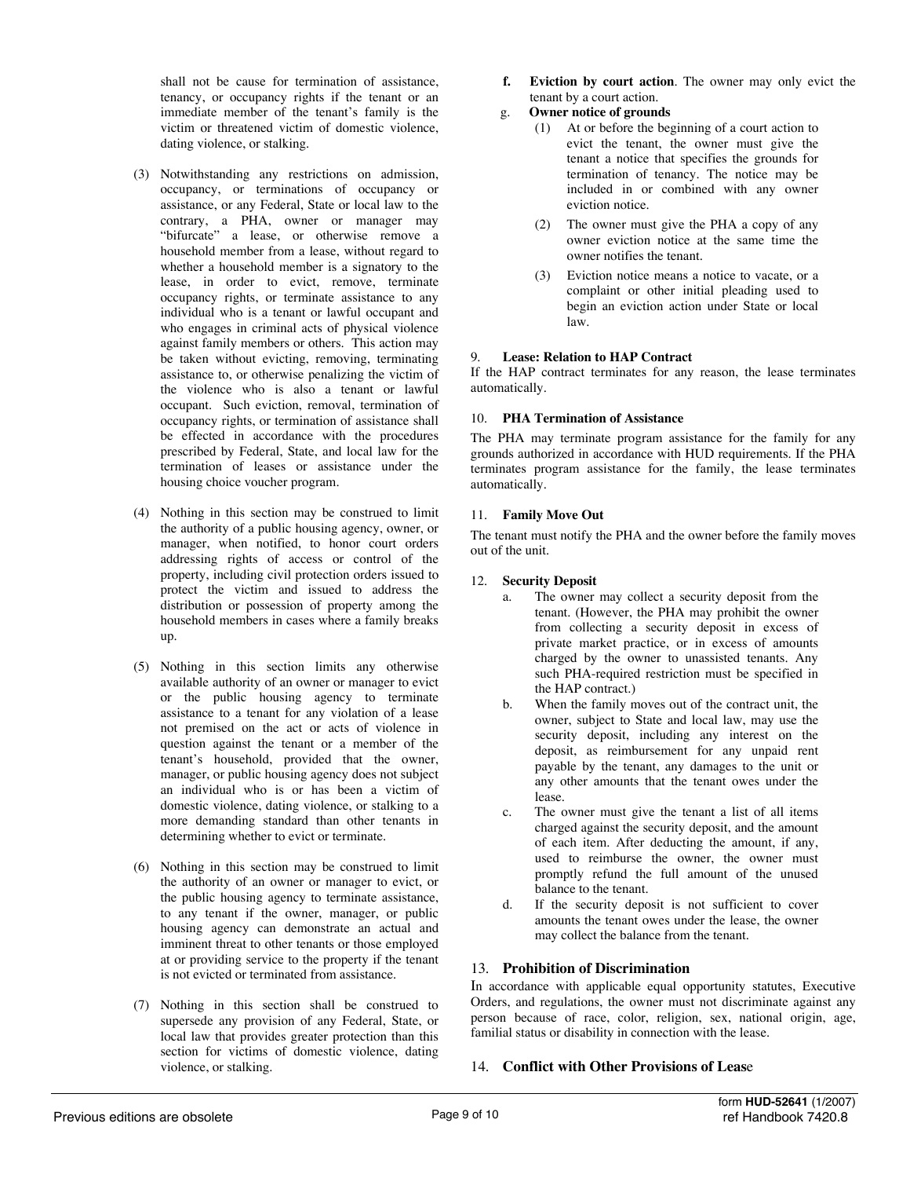shall not be cause for termination of assistance, tenancy, or occupancy rights if the tenant or an immediate member of the tenant's family is the victim or threatened victim of domestic violence, dating violence, or stalking.

(3) Notwithstanding any restrictions on admission, occupancy, or terminations of occupancy or assistance, or any Federal, State or local law to the contrary, a PHA, owner or manager may "bifurcate" a lease, or otherwise remove a household member from a lease, without regard to whether a household member is a signatory to the lease, in order to evict, remove, terminate occupancy rights, or terminate assistance to any individual who is a tenant or lawful occupant and who engages in criminal acts of physical violence against family members or others. This action may be taken without evicting, removing, terminating assistance to, or otherwise penalizing the victim of the violence who is also a tenant or lawful occupant. Such eviction, removal, termination of occupancy rights, or termination of assistance shall be effected in accordance with the procedures prescribed by Federal, State, and local law for the termination of leases or assistance under the housing choice voucher program.

(4) Nothing in this section may be construed to limit the authority of a public housing agency, owner, or manager, when notified, to honor court orders addressing rights of access or control of the property, including civil protection orders issued to protect the victim and issued to address the distribution or possession of property among the household members in cases where a family breaks up.

(5) Nothing in this section limits any otherwise available authority of an owner or manager to evict or the public housing agency to terminate assistance to a tenant for any violation of a lease not premised on the act or acts of violence in question against the tenant or a member of the tenant's household, provided that the owner, manager, or public housing agency does not subject an individual who is or has been a victim of domestic violence, dating violence, or stalking to a more demanding standard than other tenants in determining whether to evict or terminate.

(6) Nothing in this section may be construed to limit the authority of an owner or manager to evict, or the public housing agency to terminate assistance, to any tenant if the owner, manager, or public housing agency can demonstrate an actual and imminent threat to other tenants or those employed at or providing service to the property if the tenant is not evicted or terminated from assistance.

(7) Nothing in this section shall be construed to supersede any provision of any Federal, State, or local law that provides greater protection than this section for victims of domestic violence, dating violence, or stalking.

**f. Eviction by court action**. The owner may only evict the tenant by a court action.

g. **Owner notice of grounds**

(1) At or before the beginning of a court action to evict the tenant, the owner must give the tenant a notice that specifies the grounds for termination of tenancy. The notice may be included in or combined with any owner eviction notice.

(2) The owner must give the PHA a copy of any owner eviction notice at the same time the owner notifies the tenant.

(3) Eviction notice means a notice to vacate, or a complaint or other initial pleading used to begin an eviction action under State or local law.

### 9. Lease: Relation to HAP Contract

If the HAP contract terminates for any reason, the lease terminates automatically.

### 10. PHA Termination of Assistance

The PHA may terminate program assistance for the family for any grounds authorized in accordance with HUD requirements. If the PHA terminates program assistance for the family, the lease terminates automatically.

### 11. Family Move Out

The tenant must notify the PHA and the owner before the family moves out of the unit.

### 12. Security Deposit

a. The owner may collect a security deposit from the tenant. (However, the PHA may prohibit the owner from collecting a security deposit in excess of private market practice, or in excess of amounts charged by the owner to unassisted tenants. Any such PHA-required restriction must be specified in the HAP contract.)

b. When the family moves out of the contract unit, the owner, subject to State and local law, may use the security deposit, including any interest on the deposit, as reimbursement for any unpaid rent payable by the tenant, any damages to the unit or any other amounts that the tenant owes under the lease.

c. The owner must give the tenant a list of all items charged against the security deposit, and the amount of each item. After deducting the amount, if any, used to reimburse the owner, the owner must promptly refund the full amount of the unused balance to the tenant.

d. If the security deposit is not sufficient to cover amounts the tenant owes under the lease, the owner may collect the balance from the tenant.

### 13. Prohibition of Discrimination

In accordance with applicable equal opportunity statutes, Executive Orders, and regulations, the owner must not discriminate against any person because of race, color, religion, sex, national origin, age, familial status or disability in connection with the lease.

### 14. Conflict with Other Provisions of Lease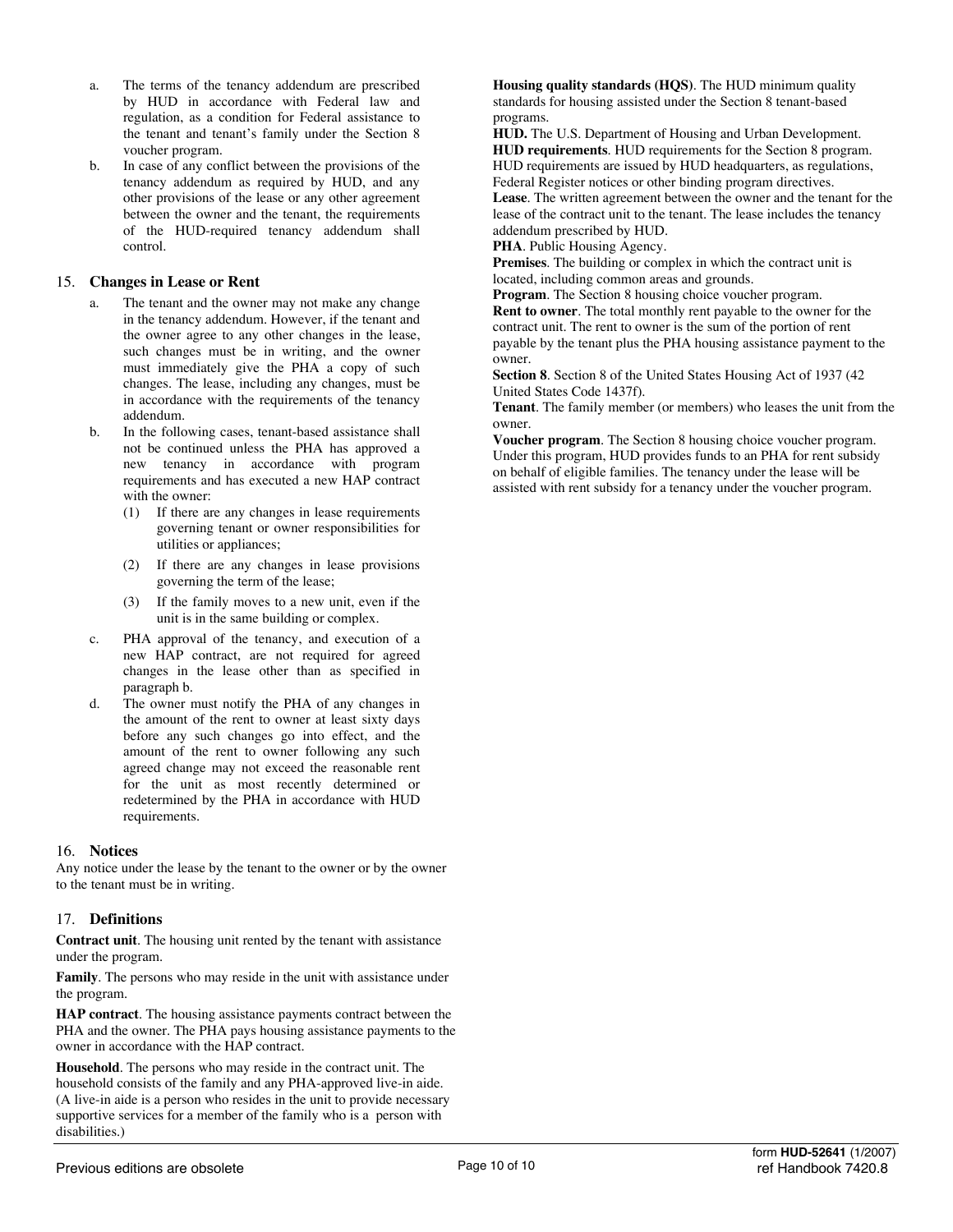a. The terms of the tenancy addendum are prescribed by HUD in accordance with Federal law and regulation, as a condition for Federal assistance to the tenant and tenant's family under the Section 8 voucher program.
b. In case of any conflict between the provisions of the tenancy addendum as required by HUD, and any other provisions of the lease or any other agreement between the owner and the tenant, the requirements of the HUD-required tenancy addendum shall control.

### 15. Changes in Lease or Rent

a. The tenant and the owner may not make any change in the tenancy addendum. However, if the tenant and the owner agree to any other changes in the lease, such changes must be in writing, and the owner must immediately give the PHA a copy of such changes. The lease, including any changes, must be in accordance with the requirements of the tenancy addendum.
b. In the following cases, tenant-based assistance shall not be continued unless the PHA has approved a new tenancy in accordance with program requirements and has executed a new HAP contract with the owner:
   (1) If there are any changes in lease requirements governing tenant or owner responsibilities for utilities or appliances;
   (2) If there are any changes in lease provisions governing the term of the lease;
   (3) If the family moves to a new unit, even if the unit is in the same building or complex.
c. PHA approval of the tenancy, and execution of a new HAP contract, are not required for agreed changes in the lease other than as specified in paragraph b.
d. The owner must notify the PHA of any changes in the amount of the rent to owner at least sixty days before any such changes go into effect, and the amount of the rent to owner following any such agreed change may not exceed the reasonable rent for the unit as most recently determined or redetermined by the PHA in accordance with HUD requirements.

### 16. Notices

Any notice under the lease by the tenant to the owner or by the owner to the tenant must be in writing.

### 17. Definitions

**Contract unit**. The housing unit rented by the tenant with assistance under the program.

**Family**. The persons who may reside in the unit with assistance under the program.

**HAP contract**. The housing assistance payments contract between the PHA and the owner. The PHA pays housing assistance payments to the owner in accordance with the HAP contract.

**Household**. The persons who may reside in the contract unit. The household consists of the family and any PHA-approved live-in aide. (A live-in aide is a person who resides in the unit to provide necessary supportive services for a member of the family who is a person with disabilities.)

**Housing quality standards (HQS)**. The HUD minimum quality standards for housing assisted under the Section 8 tenant-based programs.

**HUD.** The U.S. Department of Housing and Urban Development.

**HUD requirements**. HUD requirements for the Section 8 program. HUD requirements are issued by HUD headquarters, as regulations, Federal Register notices or other binding program directives.

**Lease**. The written agreement between the owner and the tenant for the lease of the contract unit to the tenant. The lease includes the tenancy addendum prescribed by HUD.

**PHA**. Public Housing Agency.

**Premises**. The building or complex in which the contract unit is located, including common areas and grounds.

**Program**. The Section 8 housing choice voucher program.

**Rent to owner**. The total monthly rent payable to the owner for the contract unit. The rent to owner is the sum of the portion of rent payable by the tenant plus the PHA housing assistance payment to the owner.

**Section 8**. Section 8 of the United States Housing Act of 1937 (42 United States Code 1437f).

**Tenant**. The family member (or members) who leases the unit from the owner.

**Voucher program**. The Section 8 housing choice voucher program. Under this program, HUD provides funds to an PHA for rent subsidy on behalf of eligible families. The tenancy under the lease will be assisted with rent subsidy for a tenancy under the voucher program.

Previous editions are obsolete

form **HUD-52641** (1/2007)
ref Handbook 7420.8